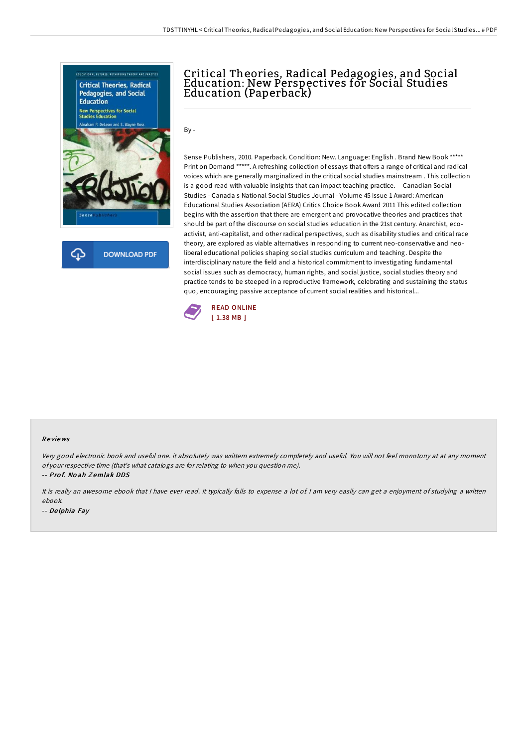# Critical Theories, Radical Pedagogies, and Social Education: New Perspectives for Social Studies Education (Paperback)

By -

Sense Publishers, 2010. Paperback. Condition: New. Language: English . Brand New Book ***** Print on Demand *****. A refreshing collection of essays that offers a range of critical and radical voices which are generally marginalized in the critical social studies mainstream . This collection is a good read with valuable insights that can impact teaching practice. -- Canadian Social Studies - Canada s National Social Studies Journal - Volume 45 Issue 1 Award: American Educational Studies Association (AERA) Critics Choice Book Award 2011 This edited collection begins with the assertion that there are emergent and provocative theories and practices that should be part of the discourse on social studies education in the 21st century. Anarchist, eco-activist, anti-capitalist, and other radical perspectives, such as disability studies and critical race theory, are explored as viable alternatives in responding to current neo-conservative and neo-liberal educational policies shaping social studies curriculum and teaching. Despite the interdisciplinary nature the field and a historical commitment to investigating fundamental social issues such as democracy, human rights, and social justice, social studies theory and practice tends to be steeped in a reproductive framework, celebrating and sustaining the status quo, encouraging passive acceptance of current social realities and historical...

READ ONLINE
[ 1.38 MB ]

DOWNLOAD PDF

## Reviews

*Very good electronic book and useful one. it absolutely was writtern extremely completely and useful. You will not feel monotony at at any moment of your respective time (that's what catalogs are for relating to when you question me).*

*-- Prof. Noah Zemlak DDS*

*It is really an awesome ebook that I have ever read. It typically fails to expense a lot of. I am very easily can get a enjoyment of studying a written ebook.*

*-- Delphia Fay*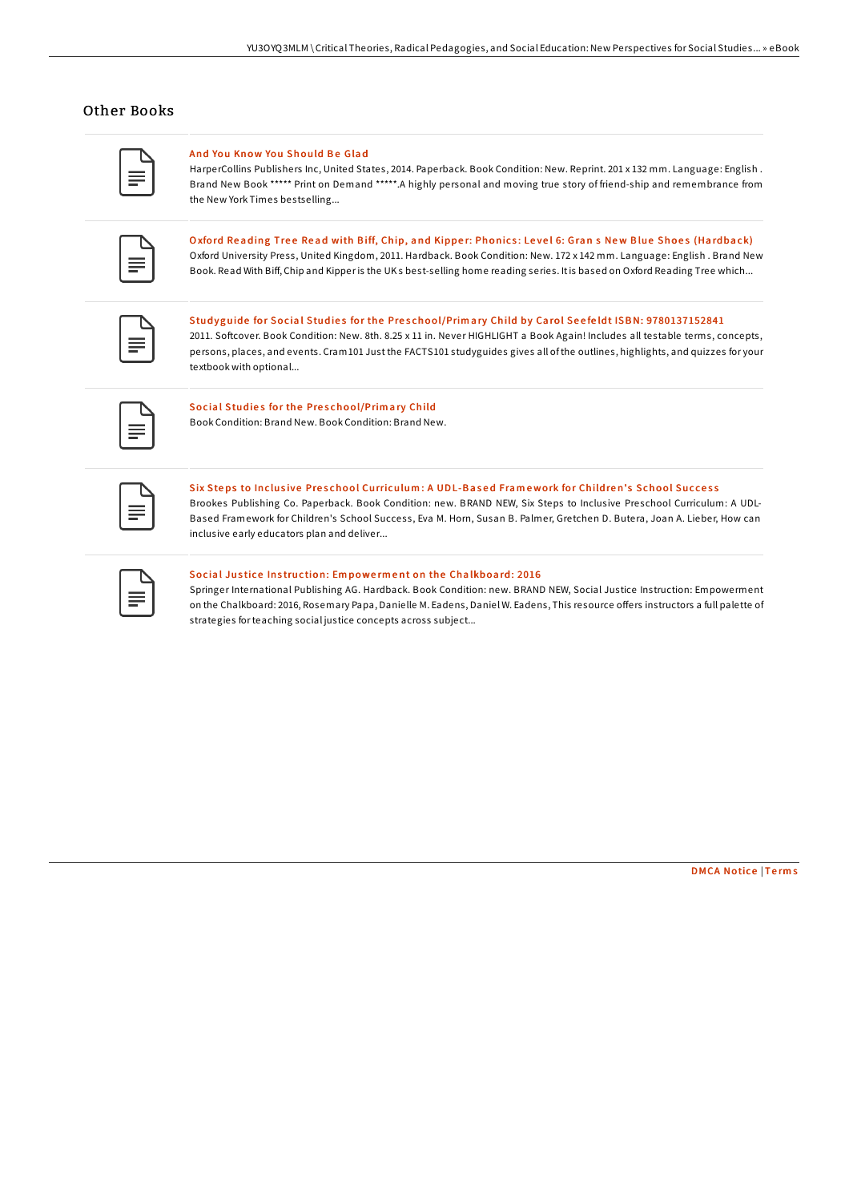## Other Books

### And You Know You Should Be Glad

HarperCollins Publishers Inc, United States, 2014. Paperback. Book Condition: New. Reprint. 201 x 132 mm. Language: English . Brand New Book ***** Print on Demand *****.A highly personal and moving true story of friend-ship and remembrance from the New York Times bestselling...

### Oxford Reading Tree Read with Biff, Chip, and Kipper: Phonics: Level 6: Gran s New Blue Shoes (Hardback)

Oxford University Press, United Kingdom, 2011. Hardback. Book Condition: New. 172 x 142 mm. Language: English . Brand New Book. Read With Biff, Chip and Kipper is the UK s best-selling home reading series. It is based on Oxford Reading Tree which...

### Studyguide for Social Studies for the Preschool/Primary Child by Carol Seefeldt ISBN: 9780137152841

2011. Softcover. Book Condition: New. 8th. 8.25 x 11 in. Never HIGHLIGHT a Book Again! Includes all testable terms, concepts, persons, places, and events. Cram101 Just the FACTS101 studyguides gives all of the outlines, highlights, and quizzes for your textbook with optional...

### Social Studies for the Preschool/Primary Child

Book Condition: Brand New. Book Condition: Brand New.

### Six Steps to Inclusive Preschool Curriculum: A UDL-Based Framework for Children's School Success

Brookes Publishing Co. Paperback. Book Condition: new. BRAND NEW, Six Steps to Inclusive Preschool Curriculum: A UDL-Based Framework for Children's School Success, Eva M. Horn, Susan B. Palmer, Gretchen D. Butera, Joan A. Lieber, How can inclusive early educators plan and deliver...

### Social Justice Instruction: Empowerment on the Chalkboard: 2016

Springer International Publishing AG. Hardback. Book Condition: new. BRAND NEW, Social Justice Instruction: Empowerment on the Chalkboard: 2016, Rosemary Papa, Danielle M. Eadens, Daniel W. Eadens, This resource offers instructors a full palette of strategies for teaching social justice concepts across subject...